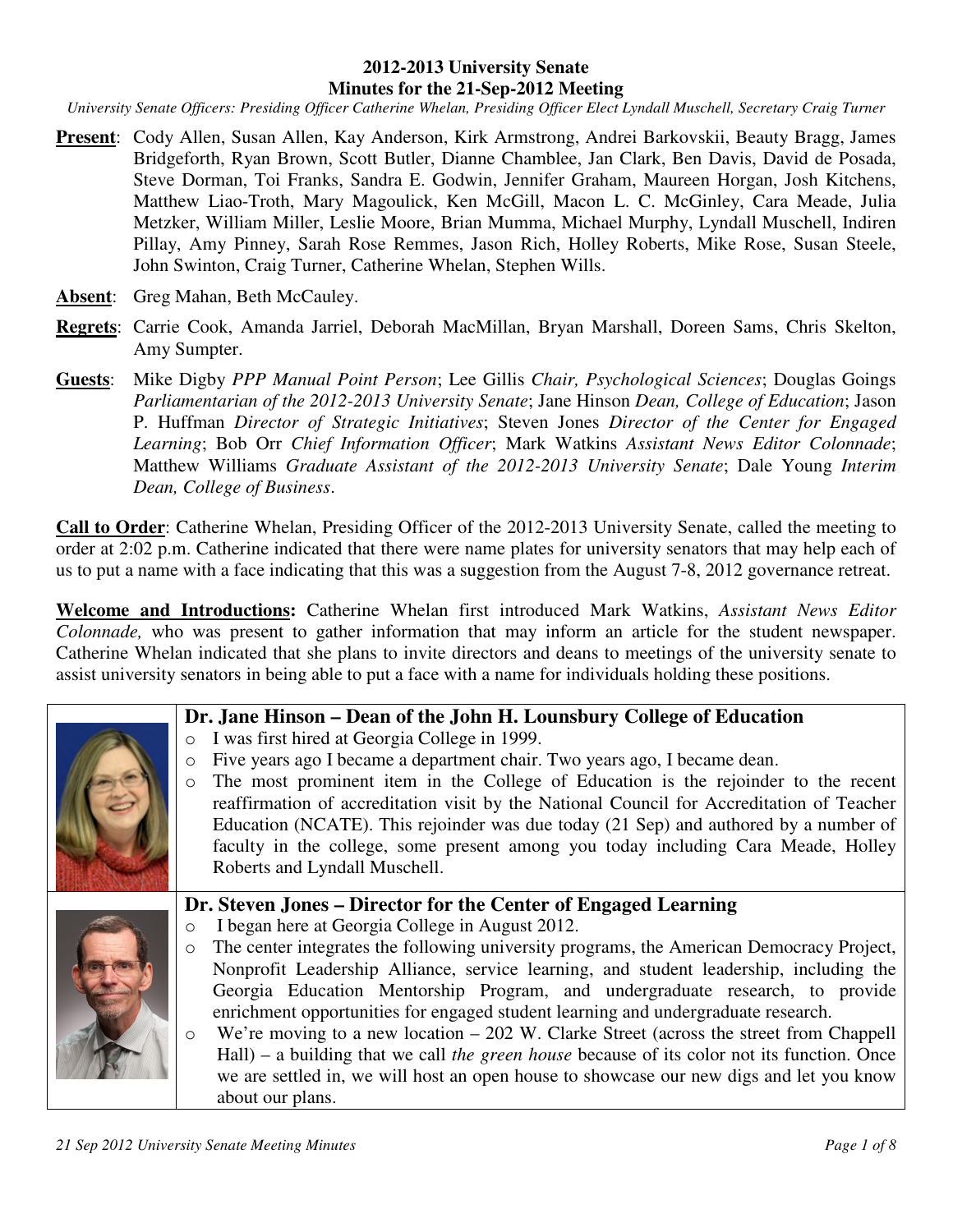**2012-2013 University Senate**
**Minutes for the 21-Sep-2012 Meeting**

*University Senate Officers: Presiding Officer Catherine Whelan, Presiding Officer Elect Lyndall Muschell, Secretary Craig Turner*

**Present**: Cody Allen, Susan Allen, Kay Anderson, Kirk Armstrong, Andrei Barkovskii, Beauty Bragg, James Bridgeforth, Ryan Brown, Scott Butler, Dianne Chamblee, Jan Clark, Ben Davis, David de Posada, Steve Dorman, Toi Franks, Sandra E. Godwin, Jennifer Graham, Maureen Horgan, Josh Kitchens, Matthew Liao-Troth, Mary Magoulick, Ken McGill, Macon L. C. McGinley, Cara Meade, Julia Metzker, William Miller, Leslie Moore, Brian Mumma, Michael Murphy, Lyndall Muschell, Indiren Pillay, Amy Pinney, Sarah Rose Remmes, Jason Rich, Holley Roberts, Mike Rose, Susan Steele, John Swinton, Craig Turner, Catherine Whelan, Stephen Wills.

**Absent**: Greg Mahan, Beth McCauley.

**Regrets**: Carrie Cook, Amanda Jarriel, Deborah MacMillan, Bryan Marshall, Doreen Sams, Chris Skelton, Amy Sumpter.

**Guests**: Mike Digby *PPP Manual Point Person*; Lee Gillis *Chair, Psychological Sciences*; Douglas Goings *Parliamentarian of the 2012-2013 University Senate*; Jane Hinson *Dean, College of Education*; Jason P. Huffman *Director of Strategic Initiatives*; Steven Jones *Director of the Center for Engaged Learning*; Bob Orr *Chief Information Officer*; Mark Watkins *Assistant News Editor Colonnade*; Matthew Williams *Graduate Assistant of the 2012-2013 University Senate*; Dale Young *Interim Dean, College of Business*.

**Call to Order**: Catherine Whelan, Presiding Officer of the 2012-2013 University Senate, called the meeting to order at 2:02 p.m. Catherine indicated that there were name plates for university senators that may help each of us to put a name with a face indicating that this was a suggestion from the August 7-8, 2012 governance retreat.

**Welcome and Introductions:** Catherine Whelan first introduced Mark Watkins, *Assistant News Editor Colonnade,* who was present to gather information that may inform an article for the student newspaper. Catherine Whelan indicated that she plans to invite directors and deans to meetings of the university senate to assist university senators in being able to put a face with a name for individuals holding these positions.

**Dr. Jane Hinson – Dean of the John H. Lounsbury College of Education**

- I was first hired at Georgia College in 1999.
- Five years ago I became a department chair. Two years ago, I became dean.
- The most prominent item in the College of Education is the rejoinder to the recent reaffirmation of accreditation visit by the National Council for Accreditation of Teacher Education (NCATE). This rejoinder was due today (21 Sep) and authored by a number of faculty in the college, some present among you today including Cara Meade, Holley Roberts and Lyndall Muschell.

**Dr. Steven Jones – Director for the Center of Engaged Learning**

- I began here at Georgia College in August 2012.
- The center integrates the following university programs, the American Democracy Project, Nonprofit Leadership Alliance, service learning, and student leadership, including the Georgia Education Mentorship Program, and undergraduate research, to provide enrichment opportunities for engaged student learning and undergraduate research.
- We're moving to a new location – 202 W. Clarke Street (across the street from Chappell Hall) – a building that we call *the green house* because of its color not its function. Once we are settled in, we will host an open house to showcase our new digs and let you know about our plans.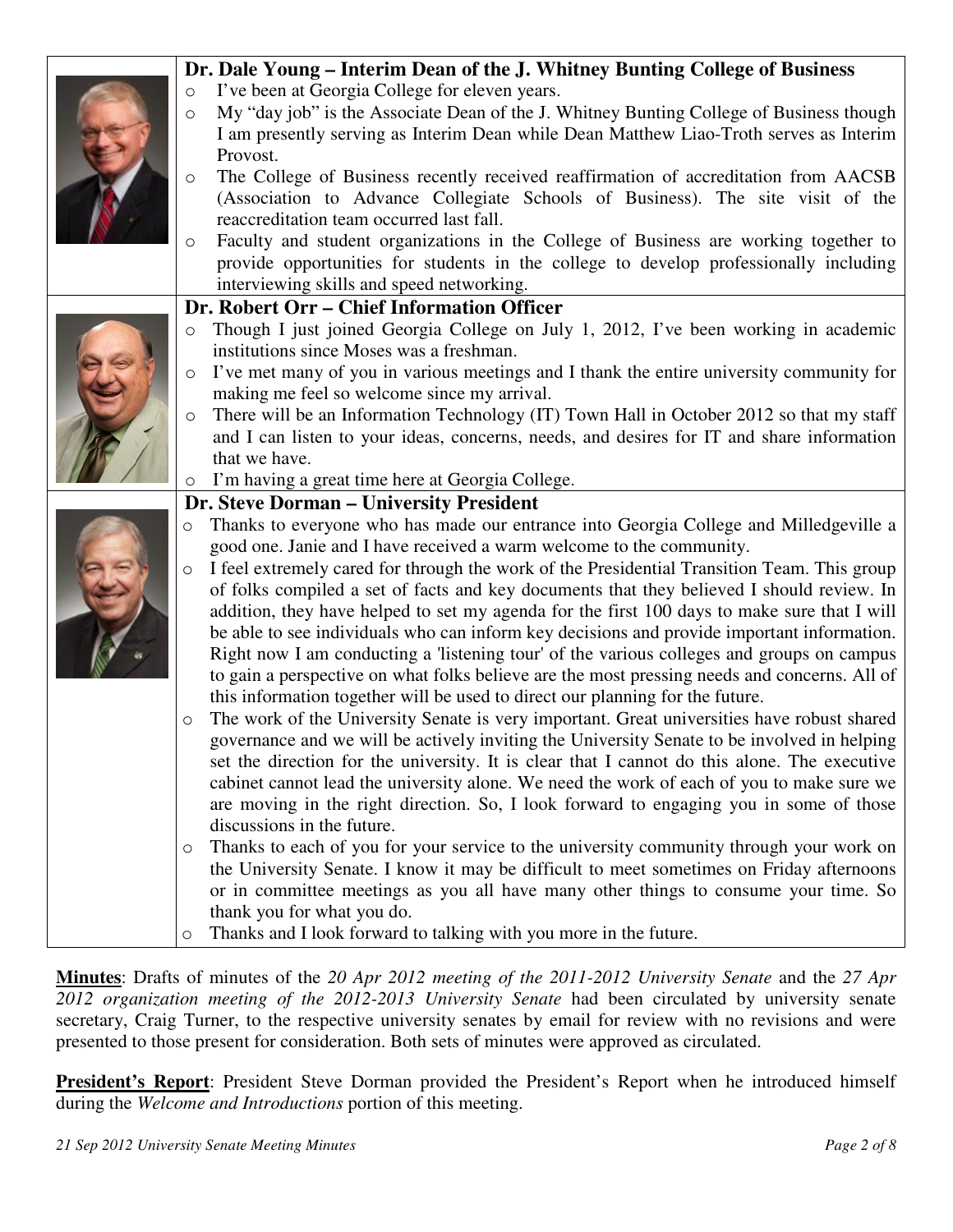**Dr. Dale Young – Interim Dean of the J. Whitney Bunting College of Business**

- I've been at Georgia College for eleven years.
- My "day job" is the Associate Dean of the J. Whitney Bunting College of Business though I am presently serving as Interim Dean while Dean Matthew Liao-Troth serves as Interim Provost.
- The College of Business recently received reaffirmation of accreditation from AACSB (Association to Advance Collegiate Schools of Business). The site visit of the reaccreditation team occurred last fall.
- Faculty and student organizations in the College of Business are working together to provide opportunities for students in the college to develop professionally including interviewing skills and speed networking.

**Dr. Robert Orr – Chief Information Officer**

- Though I just joined Georgia College on July 1, 2012, I've been working in academic institutions since Moses was a freshman.
- I've met many of you in various meetings and I thank the entire university community for making me feel so welcome since my arrival.
- There will be an Information Technology (IT) Town Hall in October 2012 so that my staff and I can listen to your ideas, concerns, needs, and desires for IT and share information that we have.
- I'm having a great time here at Georgia College.

**Dr. Steve Dorman – University President**

- Thanks to everyone who has made our entrance into Georgia College and Milledgeville a good one. Janie and I have received a warm welcome to the community.
- I feel extremely cared for through the work of the Presidential Transition Team. This group of folks compiled a set of facts and key documents that they believed I should review. In addition, they have helped to set my agenda for the first 100 days to make sure that I will be able to see individuals who can inform key decisions and provide important information. Right now I am conducting a 'listening tour' of the various colleges and groups on campus to gain a perspective on what folks believe are the most pressing needs and concerns. All of this information together will be used to direct our planning for the future.
- The work of the University Senate is very important. Great universities have robust shared governance and we will be actively inviting the University Senate to be involved in helping set the direction for the university. It is clear that I cannot do this alone. The executive cabinet cannot lead the university alone. We need the work of each of you to make sure we are moving in the right direction. So, I look forward to engaging you in some of those discussions in the future.
- Thanks to each of you for your service to the university community through your work on the University Senate. I know it may be difficult to meet sometimes on Friday afternoons or in committee meetings as you all have many other things to consume your time. So thank you for what you do.
- Thanks and I look forward to talking with you more in the future.

**Minutes**: Drafts of minutes of the *20 Apr 2012 meeting of the 2011-2012 University Senate* and the *27 Apr 2012 organization meeting of the 2012-2013 University Senate* had been circulated by university senate secretary, Craig Turner, to the respective university senates by email for review with no revisions and were presented to those present for consideration. Both sets of minutes were approved as circulated.

**President's Report**: President Steve Dorman provided the President's Report when he introduced himself during the *Welcome and Introductions* portion of this meeting.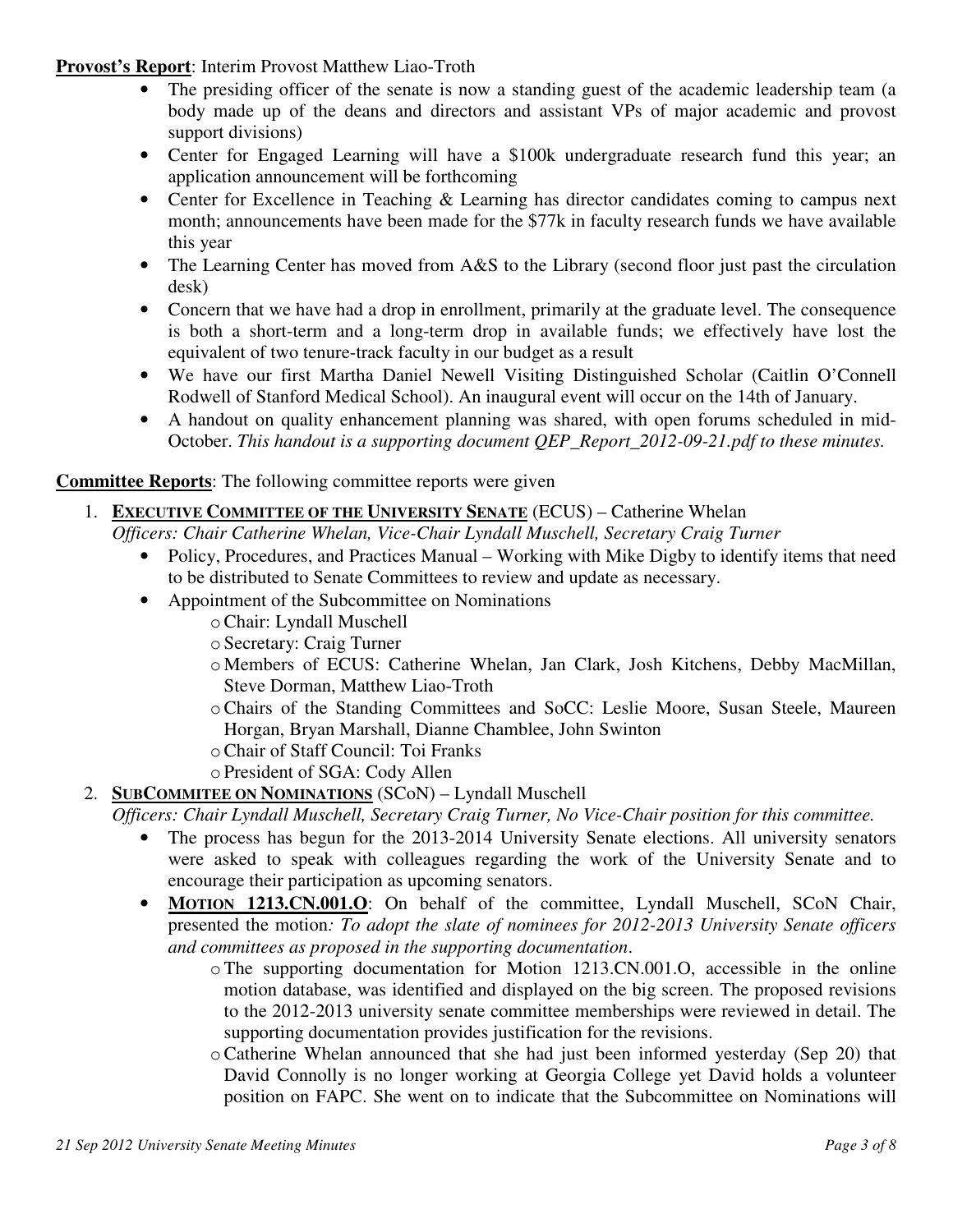**Provost's Report**: Interim Provost Matthew Liao-Troth

- The presiding officer of the senate is now a standing guest of the academic leadership team (a body made up of the deans and directors and assistant VPs of major academic and provost support divisions)
- Center for Engaged Learning will have a $100k undergraduate research fund this year; an application announcement will be forthcoming
- Center for Excellence in Teaching & Learning has director candidates coming to campus next month; announcements have been made for the $77k in faculty research funds we have available this year
- The Learning Center has moved from A&S to the Library (second floor just past the circulation desk)
- Concern that we have had a drop in enrollment, primarily at the graduate level. The consequence is both a short-term and a long-term drop in available funds; we effectively have lost the equivalent of two tenure-track faculty in our budget as a result
- We have our first Martha Daniel Newell Visiting Distinguished Scholar (Caitlin O'Connell Rodwell of Stanford Medical School). An inaugural event will occur on the 14th of January.
- A handout on quality enhancement planning was shared, with open forums scheduled in mid-October. *This handout is a supporting document QEP_Report_2012-09-21.pdf to these minutes.*

**Committee Reports**: The following committee reports were given

1. **EXECUTIVE COMMITTEE OF THE UNIVERSITY SENATE** (ECUS) – Catherine Whelan
   *Officers: Chair Catherine Whelan, Vice-Chair Lyndall Muschell, Secretary Craig Turner*
   - Policy, Procedures, and Practices Manual – Working with Mike Digby to identify items that need to be distributed to Senate Committees to review and update as necessary.
   - Appointment of the Subcommittee on Nominations
     - Chair: Lyndall Muschell
     - Secretary: Craig Turner
     - Members of ECUS: Catherine Whelan, Jan Clark, Josh Kitchens, Debby MacMillan, Steve Dorman, Matthew Liao-Troth
     - Chairs of the Standing Committees and SoCC: Leslie Moore, Susan Steele, Maureen Horgan, Bryan Marshall, Dianne Chamblee, John Swinton
     - Chair of Staff Council: Toi Franks
     - President of SGA: Cody Allen
2. **SUBCOMMITEE ON NOMINATIONS** (SCoN) – Lyndall Muschell
   *Officers: Chair Lyndall Muschell, Secretary Craig Turner, No Vice-Chair position for this committee.*
   - The process has begun for the 2013-2014 University Senate elections. All university senators were asked to speak with colleagues regarding the work of the University Senate and to encourage their participation as upcoming senators.
   - **MOTION 1213.CN.001.O**: On behalf of the committee, Lyndall Muschell, SCoN Chair, presented the motion*: To adopt the slate of nominees for 2012-2013 University Senate officers and committees as proposed in the supporting documentation*.
     - The supporting documentation for Motion 1213.CN.001.O, accessible in the online motion database, was identified and displayed on the big screen. The proposed revisions to the 2012-2013 university senate committee memberships were reviewed in detail. The supporting documentation provides justification for the revisions.
     - Catherine Whelan announced that she had just been informed yesterday (Sep 20) that David Connolly is no longer working at Georgia College yet David holds a volunteer position on FAPC. She went on to indicate that the Subcommittee on Nominations will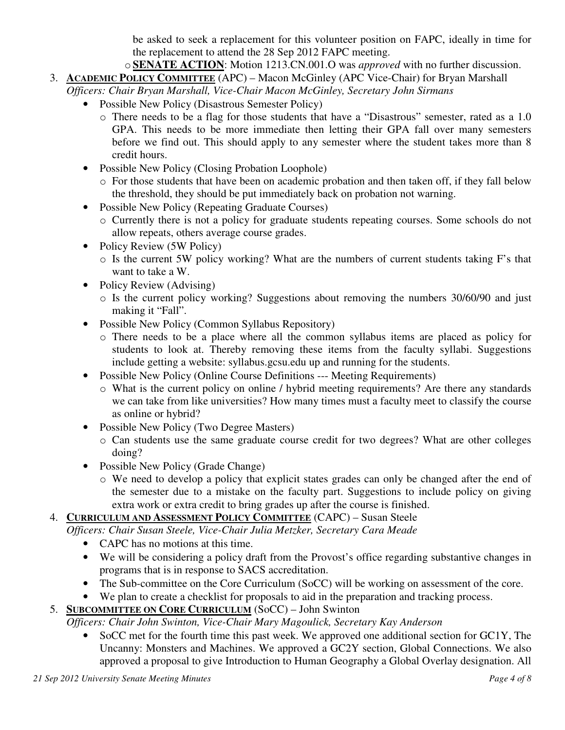be asked to seek a replacement for this volunteer position on FAPC, ideally in time for the replacement to attend the 28 Sep 2012 FAPC meeting.

- **SENATE ACTION**: Motion 1213.CN.001.O was *approved* with no further discussion.

3. **ACADEMIC POLICY COMMITTEE** (APC) – Macon McGinley (APC Vice-Chair) for Bryan Marshall
   *Officers: Chair Bryan Marshall, Vice-Chair Macon McGinley, Secretary John Sirmans*
   - Possible New Policy (Disastrous Semester Policy)
     - There needs to be a flag for those students that have a "Disastrous" semester, rated as a 1.0 GPA. This needs to be more immediate then letting their GPA fall over many semesters before we find out. This should apply to any semester where the student takes more than 8 credit hours.
   - Possible New Policy (Closing Probation Loophole)
     - For those students that have been on academic probation and then taken off, if they fall below the threshold, they should be put immediately back on probation not warning.
   - Possible New Policy (Repeating Graduate Courses)
     - Currently there is not a policy for graduate students repeating courses. Some schools do not allow repeats, others average course grades.
   - Policy Review (5W Policy)
     - Is the current 5W policy working? What are the numbers of current students taking F's that want to take a W.
   - Policy Review (Advising)
     - Is the current policy working? Suggestions about removing the numbers 30/60/90 and just making it "Fall".
   - Possible New Policy (Common Syllabus Repository)
     - There needs to be a place where all the common syllabus items are placed as policy for students to look at. Thereby removing these items from the faculty syllabi. Suggestions include getting a website: syllabus.gcsu.edu up and running for the students.
   - Possible New Policy (Online Course Definitions --- Meeting Requirements)
     - What is the current policy on online / hybrid meeting requirements? Are there any standards we can take from like universities? How many times must a faculty meet to classify the course as online or hybrid?
   - Possible New Policy (Two Degree Masters)
     - Can students use the same graduate course credit for two degrees? What are other colleges doing?
   - Possible New Policy (Grade Change)
     - We need to develop a policy that explicit states grades can only be changed after the end of the semester due to a mistake on the faculty part. Suggestions to include policy on giving extra work or extra credit to bring grades up after the course is finished.

4. **CURRICULUM AND ASSESSMENT POLICY COMMITTEE** (CAPC) – Susan Steele
   *Officers: Chair Susan Steele, Vice-Chair Julia Metzker, Secretary Cara Meade*
   - CAPC has no motions at this time.
   - We will be considering a policy draft from the Provost's office regarding substantive changes in programs that is in response to SACS accreditation.
   - The Sub-committee on the Core Curriculum (SoCC) will be working on assessment of the core.
   - We plan to create a checklist for proposals to aid in the preparation and tracking process.

5. **SUBCOMMITTEE ON CORE CURRICULUM** (SoCC) – John Swinton
   *Officers: Chair John Swinton, Vice-Chair Mary Magoulick, Secretary Kay Anderson*
   - SoCC met for the fourth time this past week. We approved one additional section for GC1Y, The Uncanny: Monsters and Machines. We approved a GC2Y section, Global Connections. We also approved a proposal to give Introduction to Human Geography a Global Overlay designation. All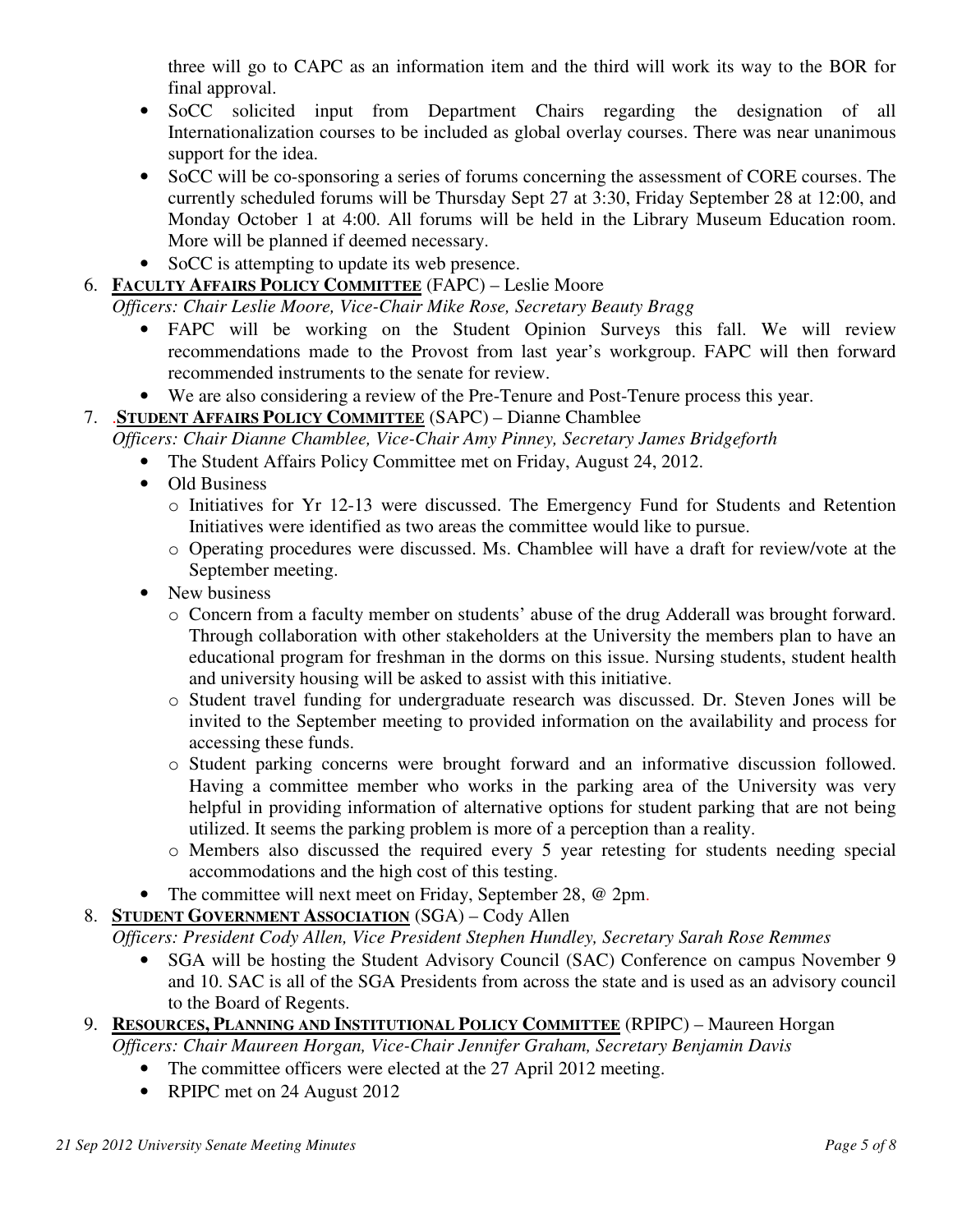three will go to CAPC as an information item and the third will work its way to the BOR for final approval.

- SoCC solicited input from Department Chairs regarding the designation of all Internationalization courses to be included as global overlay courses. There was near unanimous support for the idea.
- SoCC will be co-sponsoring a series of forums concerning the assessment of CORE courses. The currently scheduled forums will be Thursday Sept 27 at 3:30, Friday September 28 at 12:00, and Monday October 1 at 4:00. All forums will be held in the Library Museum Education room. More will be planned if deemed necessary.
- SoCC is attempting to update its web presence.

6. **FACULTY AFFAIRS POLICY COMMITTEE** (FAPC) – Leslie Moore
   *Officers: Chair Leslie Moore, Vice-Chair Mike Rose, Secretary Beauty Bragg*
   - FAPC will be working on the Student Opinion Surveys this fall. We will review recommendations made to the Provost from last year's workgroup. FAPC will then forward recommended instruments to the senate for review.
   - We are also considering a review of the Pre-Tenure and Post-Tenure process this year.

7. .**STUDENT AFFAIRS POLICY COMMITTEE** (SAPC) – Dianne Chamblee
   *Officers: Chair Dianne Chamblee, Vice-Chair Amy Pinney, Secretary James Bridgeforth*
   - The Student Affairs Policy Committee met on Friday, August 24, 2012.
   - Old Business
     - Initiatives for Yr 12-13 were discussed. The Emergency Fund for Students and Retention Initiatives were identified as two areas the committee would like to pursue.
     - Operating procedures were discussed. Ms. Chamblee will have a draft for review/vote at the September meeting.
   - New business
     - Concern from a faculty member on students' abuse of the drug Adderall was brought forward. Through collaboration with other stakeholders at the University the members plan to have an educational program for freshman in the dorms on this issue. Nursing students, student health and university housing will be asked to assist with this initiative.
     - Student travel funding for undergraduate research was discussed. Dr. Steven Jones will be invited to the September meeting to provided information on the availability and process for accessing these funds.
     - Student parking concerns were brought forward and an informative discussion followed. Having a committee member who works in the parking area of the University was very helpful in providing information of alternative options for student parking that are not being utilized. It seems the parking problem is more of a perception than a reality.
     - Members also discussed the required every 5 year retesting for students needing special accommodations and the high cost of this testing.
   - The committee will next meet on Friday, September 28, @ 2pm.

8. **STUDENT GOVERNMENT ASSOCIATION** (SGA) – Cody Allen
   *Officers: President Cody Allen, Vice President Stephen Hundley, Secretary Sarah Rose Remmes*
   - SGA will be hosting the Student Advisory Council (SAC) Conference on campus November 9 and 10. SAC is all of the SGA Presidents from across the state and is used as an advisory council to the Board of Regents.

9. **RESOURCES, PLANNING AND INSTITUTIONAL POLICY COMMITTEE** (RPIPC) – Maureen Horgan
   *Officers: Chair Maureen Horgan, Vice-Chair Jennifer Graham, Secretary Benjamin Davis*
   - The committee officers were elected at the 27 April 2012 meeting.
   - RPIPC met on 24 August 2012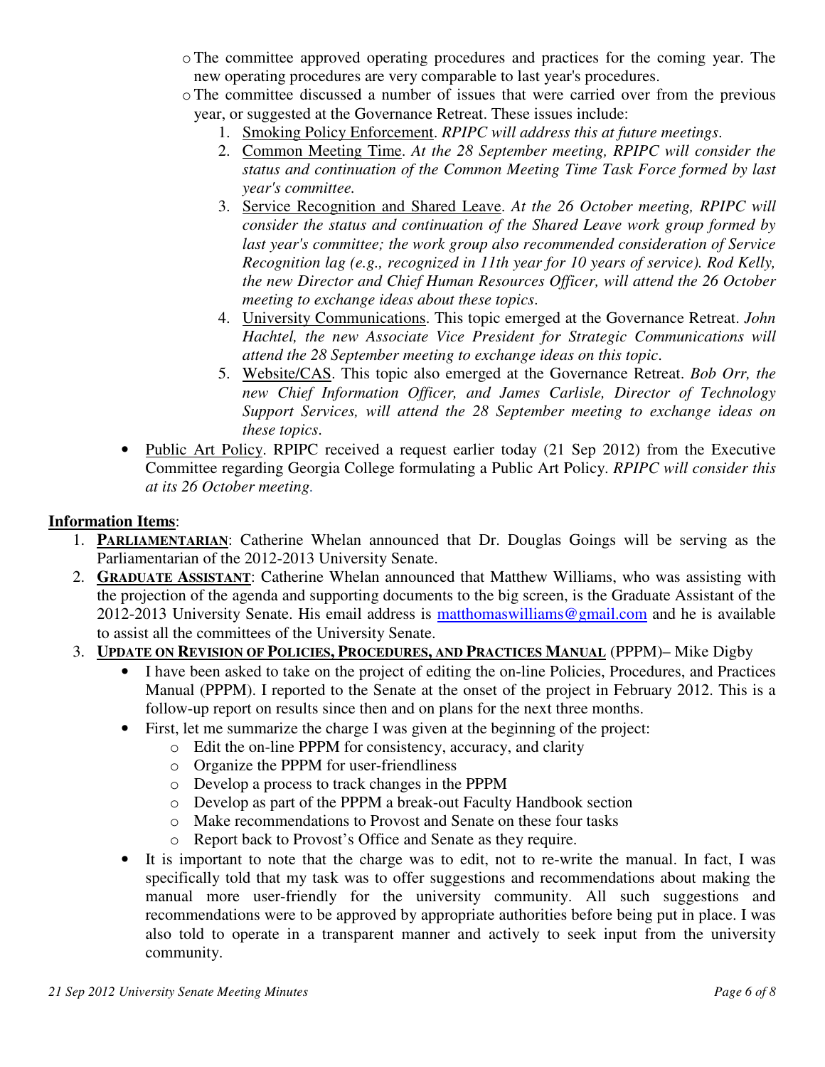- The committee approved operating procedures and practices for the coming year. The new operating procedures are very comparable to last year's procedures.
  - The committee discussed a number of issues that were carried over from the previous year, or suggested at the Governance Retreat. These issues include:
    1. Smoking Policy Enforcement. *RPIPC will address this at future meetings*.
    2. Common Meeting Time. *At the 28 September meeting, RPIPC will consider the status and continuation of the Common Meeting Time Task Force formed by last year's committee.*
    3. Service Recognition and Shared Leave. *At the 26 October meeting, RPIPC will consider the status and continuation of the Shared Leave work group formed by last year's committee; the work group also recommended consideration of Service Recognition lag (e.g., recognized in 11th year for 10 years of service). Rod Kelly, the new Director and Chief Human Resources Officer, will attend the 26 October meeting to exchange ideas about these topics*.
    4. University Communications. This topic emerged at the Governance Retreat. *John Hachtel, the new Associate Vice President for Strategic Communications will attend the 28 September meeting to exchange ideas on this topic*.
    5. Website/CAS. This topic also emerged at the Governance Retreat. *Bob Orr, the new Chief Information Officer, and James Carlisle, Director of Technology Support Services, will attend the 28 September meeting to exchange ideas on these topics*.
- Public Art Policy. RPIPC received a request earlier today (21 Sep 2012) from the Executive Committee regarding Georgia College formulating a Public Art Policy. *RPIPC will consider this at its 26 October meeting.*

**Information Items**:

1. **PARLIAMENTARIAN**: Catherine Whelan announced that Dr. Douglas Goings will be serving as the Parliamentarian of the 2012-2013 University Senate.
2. **GRADUATE ASSISTANT**: Catherine Whelan announced that Matthew Williams, who was assisting with the projection of the agenda and supporting documents to the big screen, is the Graduate Assistant of the 2012-2013 University Senate. His email address is matthomaswilliams@gmail.com and he is available to assist all the committees of the University Senate.
3. **UPDATE ON REVISION OF POLICIES, PROCEDURES, AND PRACTICES MANUAL** (PPPM)– Mike Digby
   - I have been asked to take on the project of editing the on-line Policies, Procedures, and Practices Manual (PPPM). I reported to the Senate at the onset of the project in February 2012. This is a follow-up report on results since then and on plans for the next three months.
   - First, let me summarize the charge I was given at the beginning of the project:
     - Edit the on-line PPPM for consistency, accuracy, and clarity
     - Organize the PPPM for user-friendliness
     - Develop a process to track changes in the PPPM
     - Develop as part of the PPPM a break-out Faculty Handbook section
     - Make recommendations to Provost and Senate on these four tasks
     - Report back to Provost's Office and Senate as they require.
   - It is important to note that the charge was to edit, not to re-write the manual. In fact, I was specifically told that my task was to offer suggestions and recommendations about making the manual more user-friendly for the university community. All such suggestions and recommendations were to be approved by appropriate authorities before being put in place. I was also told to operate in a transparent manner and actively to seek input from the university community.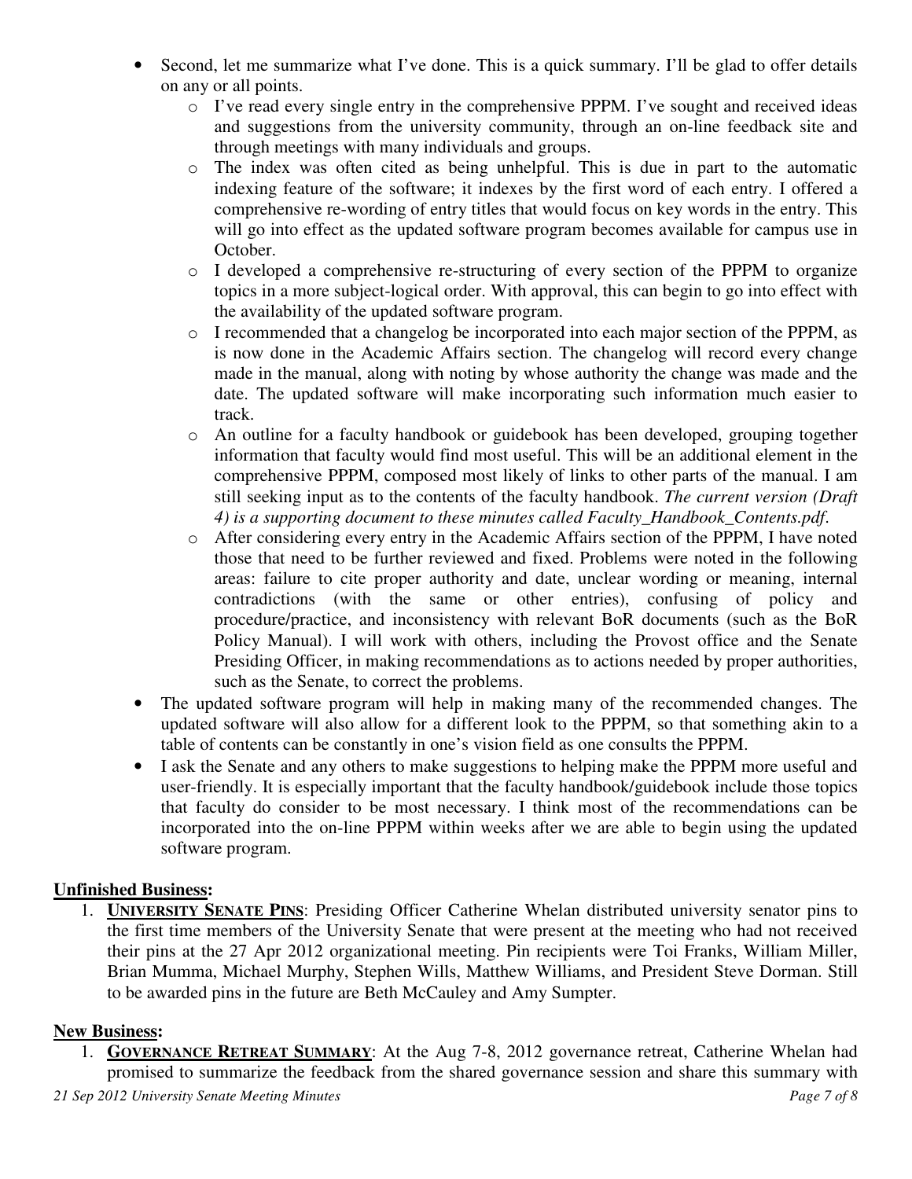- Second, let me summarize what I've done. This is a quick summary. I'll be glad to offer details on any or all points.
  - I've read every single entry in the comprehensive PPPM. I've sought and received ideas and suggestions from the university community, through an on-line feedback site and through meetings with many individuals and groups.
  - The index was often cited as being unhelpful. This is due in part to the automatic indexing feature of the software; it indexes by the first word of each entry. I offered a comprehensive re-wording of entry titles that would focus on key words in the entry. This will go into effect as the updated software program becomes available for campus use in October.
  - I developed a comprehensive re-structuring of every section of the PPPM to organize topics in a more subject-logical order. With approval, this can begin to go into effect with the availability of the updated software program.
  - I recommended that a changelog be incorporated into each major section of the PPPM, as is now done in the Academic Affairs section. The changelog will record every change made in the manual, along with noting by whose authority the change was made and the date. The updated software will make incorporating such information much easier to track.
  - An outline for a faculty handbook or guidebook has been developed, grouping together information that faculty would find most useful. This will be an additional element in the comprehensive PPPM, composed most likely of links to other parts of the manual. I am still seeking input as to the contents of the faculty handbook. *The current version (Draft 4) is a supporting document to these minutes called Faculty_Handbook_Contents.pdf.*
  - After considering every entry in the Academic Affairs section of the PPPM, I have noted those that need to be further reviewed and fixed. Problems were noted in the following areas: failure to cite proper authority and date, unclear wording or meaning, internal contradictions (with the same or other entries), confusing of policy and procedure/practice, and inconsistency with relevant BoR documents (such as the BoR Policy Manual). I will work with others, including the Provost office and the Senate Presiding Officer, in making recommendations as to actions needed by proper authorities, such as the Senate, to correct the problems.
- The updated software program will help in making many of the recommended changes. The updated software will also allow for a different look to the PPPM, so that something akin to a table of contents can be constantly in one's vision field as one consults the PPPM.
- I ask the Senate and any others to make suggestions to helping make the PPPM more useful and user-friendly. It is especially important that the faculty handbook/guidebook include those topics that faculty do consider to be most necessary. I think most of the recommendations can be incorporated into the on-line PPPM within weeks after we are able to begin using the updated software program.

**Unfinished Business:**

1. **UNIVERSITY SENATE PINS**: Presiding Officer Catherine Whelan distributed university senator pins to the first time members of the University Senate that were present at the meeting who had not received their pins at the 27 Apr 2012 organizational meeting. Pin recipients were Toi Franks, William Miller, Brian Mumma, Michael Murphy, Stephen Wills, Matthew Williams, and President Steve Dorman. Still to be awarded pins in the future are Beth McCauley and Amy Sumpter.

**New Business:**

1. **GOVERNANCE RETREAT SUMMARY**: At the Aug 7-8, 2012 governance retreat, Catherine Whelan had promised to summarize the feedback from the shared governance session and share this summary with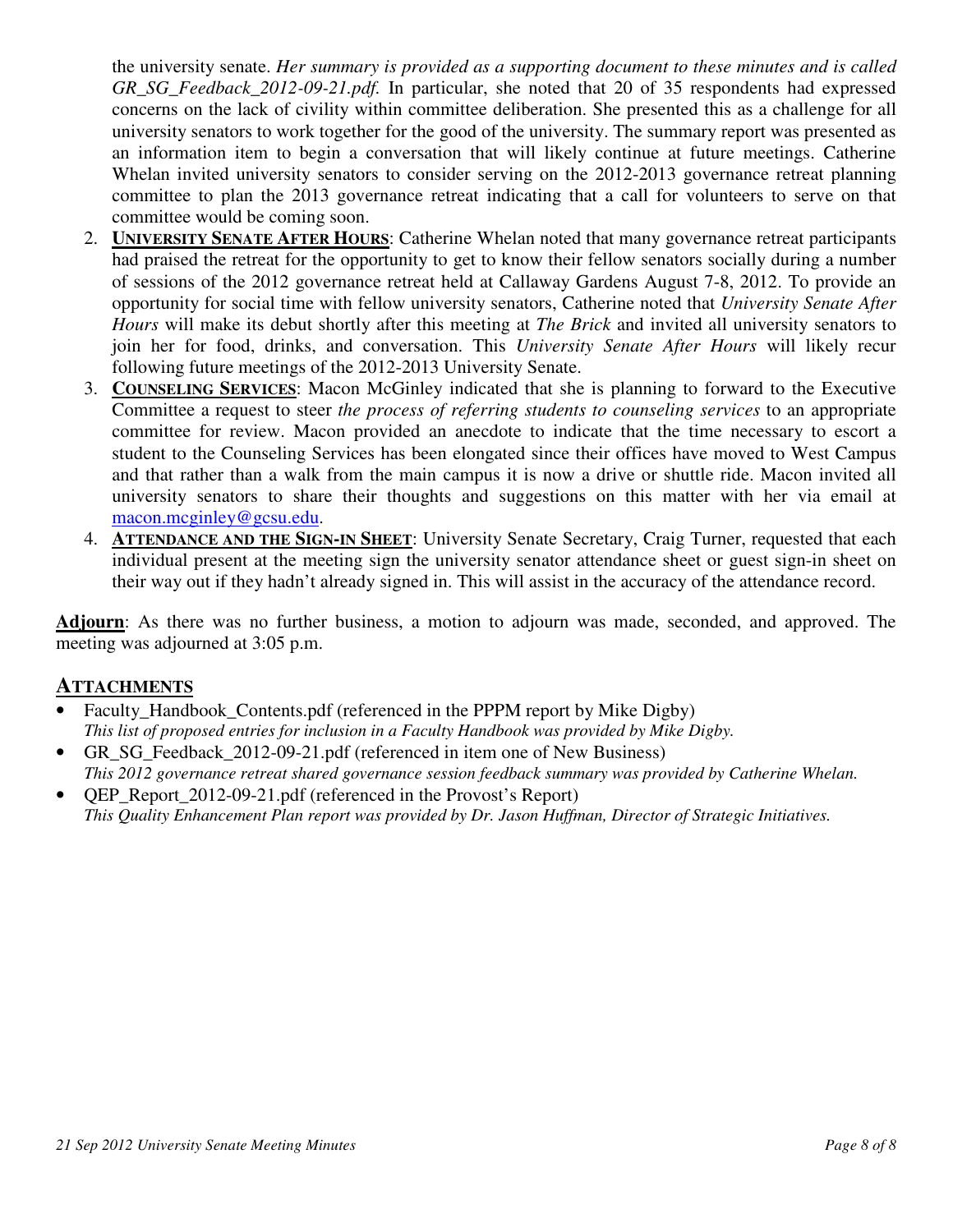the university senate. *Her summary is provided as a supporting document to these minutes and is called GR_SG_Feedback_2012-09-21.pdf.* In particular, she noted that 20 of 35 respondents had expressed concerns on the lack of civility within committee deliberation. She presented this as a challenge for all university senators to work together for the good of the university. The summary report was presented as an information item to begin a conversation that will likely continue at future meetings. Catherine Whelan invited university senators to consider serving on the 2012-2013 governance retreat planning committee to plan the 2013 governance retreat indicating that a call for volunteers to serve on that committee would be coming soon.

2. **UNIVERSITY SENATE AFTER HOURS**: Catherine Whelan noted that many governance retreat participants had praised the retreat for the opportunity to get to know their fellow senators socially during a number of sessions of the 2012 governance retreat held at Callaway Gardens August 7-8, 2012. To provide an opportunity for social time with fellow university senators, Catherine noted that *University Senate After Hours* will make its debut shortly after this meeting at *The Brick* and invited all university senators to join her for food, drinks, and conversation. This *University Senate After Hours* will likely recur following future meetings of the 2012-2013 University Senate.
3. **COUNSELING SERVICES**: Macon McGinley indicated that she is planning to forward to the Executive Committee a request to steer *the process of referring students to counseling services* to an appropriate committee for review. Macon provided an anecdote to indicate that the time necessary to escort a student to the Counseling Services has been elongated since their offices have moved to West Campus and that rather than a walk from the main campus it is now a drive or shuttle ride. Macon invited all university senators to share their thoughts and suggestions on this matter with her via email at macon.mcginley@gcsu.edu.
4. **ATTENDANCE AND THE SIGN-IN SHEET**: University Senate Secretary, Craig Turner, requested that each individual present at the meeting sign the university senator attendance sheet or guest sign-in sheet on their way out if they hadn't already signed in. This will assist in the accuracy of the attendance record.

**Adjourn**: As there was no further business, a motion to adjourn was made, seconded, and approved. The meeting was adjourned at 3:05 p.m.

## ATTACHMENTS

- Faculty_Handbook_Contents.pdf (referenced in the PPPM report by Mike Digby)
  *This list of proposed entries for inclusion in a Faculty Handbook was provided by Mike Digby.*
- GR_SG_Feedback_2012-09-21.pdf (referenced in item one of New Business)
  *This 2012 governance retreat shared governance session feedback summary was provided by Catherine Whelan.*
- QEP_Report_2012-09-21.pdf (referenced in the Provost's Report)
  *This Quality Enhancement Plan report was provided by Dr. Jason Huffman, Director of Strategic Initiatives.*